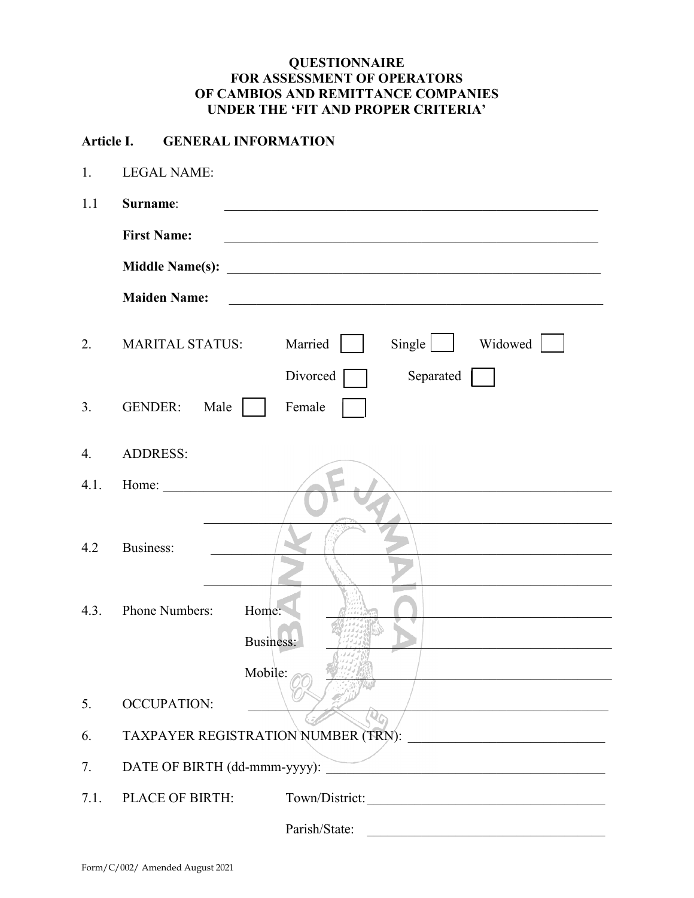# QUESTIONNAIRE FOR ASSESSMENT OF OPERATORS OF CAMBIOS AND REMITTANCE COMPANIES UNDER THE 'FIT AND PROPER CRITERIA'

## Article I. GENERAL INFORMATION

1. LEGAL NAME:

1.1 **Surname**: ______________________________

**First Name:** ______________________________

**Middle Name(s):** ______________________________

**Maiden Name:** ______________________________

2. MARITAL STATUS: Married ☐ Single ☐ Widowed ☐ Divorced ☐ Separated ☐

3. GENDER: Male ☐ Female ☐

4. ADDRESS:

4.1. Home: ______________________________

______________________________

4.2 Business: ______________________________

______________________________

4.3. Phone Numbers: Home: ______________________________

Business: ______________________________

Mobile: ______________________________

5. OCCUPATION: ______________________________

6. TAXPAYER REGISTRATION NUMBER (TRN): ______________________________

7. DATE OF BIRTH (dd-mmm-yyyy): ______________________________

7.1. PLACE OF BIRTH: Town/District: ______________________________

Parish/State: ______________________________

Form/C/002/ Amended August 2021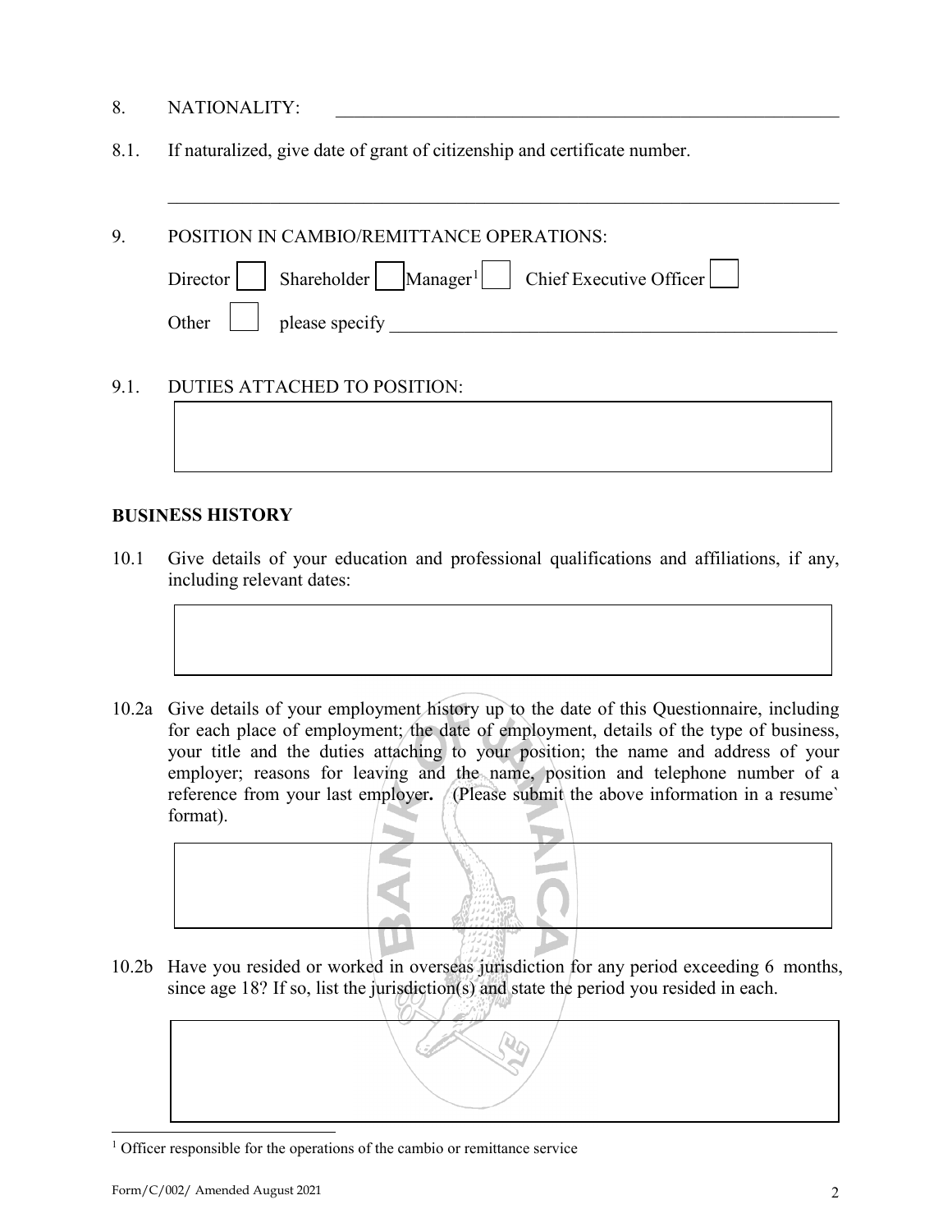8. NATIONALITY: ____________________________________________

8.1. If naturalized, give date of grant of citizenship and certificate number.

______________________________________________________________

9. POSITION IN CAMBIO/REMITTANCE OPERATIONS:

Director ☐ Shareholder ☐ Manager[1] ☐ Chief Executive Officer ☐

Other ☐ please specify ________________________________________

9.1. DUTIES ATTACHED TO POSITION:

| |
|---|
| |

**BUSINESS HISTORY**

10.1 Give details of your education and professional qualifications and affiliations, if any, including relevant dates:

| |
|---|
| |

10.2a Give details of your employment history up to the date of this Questionnaire, including for each place of employment; the date of employment, details of the type of business, your title and the duties attaching to your position; the name and address of your employer; reasons for leaving and the name, position and telephone number of a reference from your last employer**.** (Please submit the above information in a resume` format).

| |
|---|
| |

10.2b Have you resided or worked in overseas jurisdiction for any period exceeding 6 months, since age 18? If so, list the jurisdiction(s) and state the period you resided in each.

| |
|---|
| |

[1] Officer responsible for the operations of the cambio or remittance service

Form/C/002/ Amended August 2021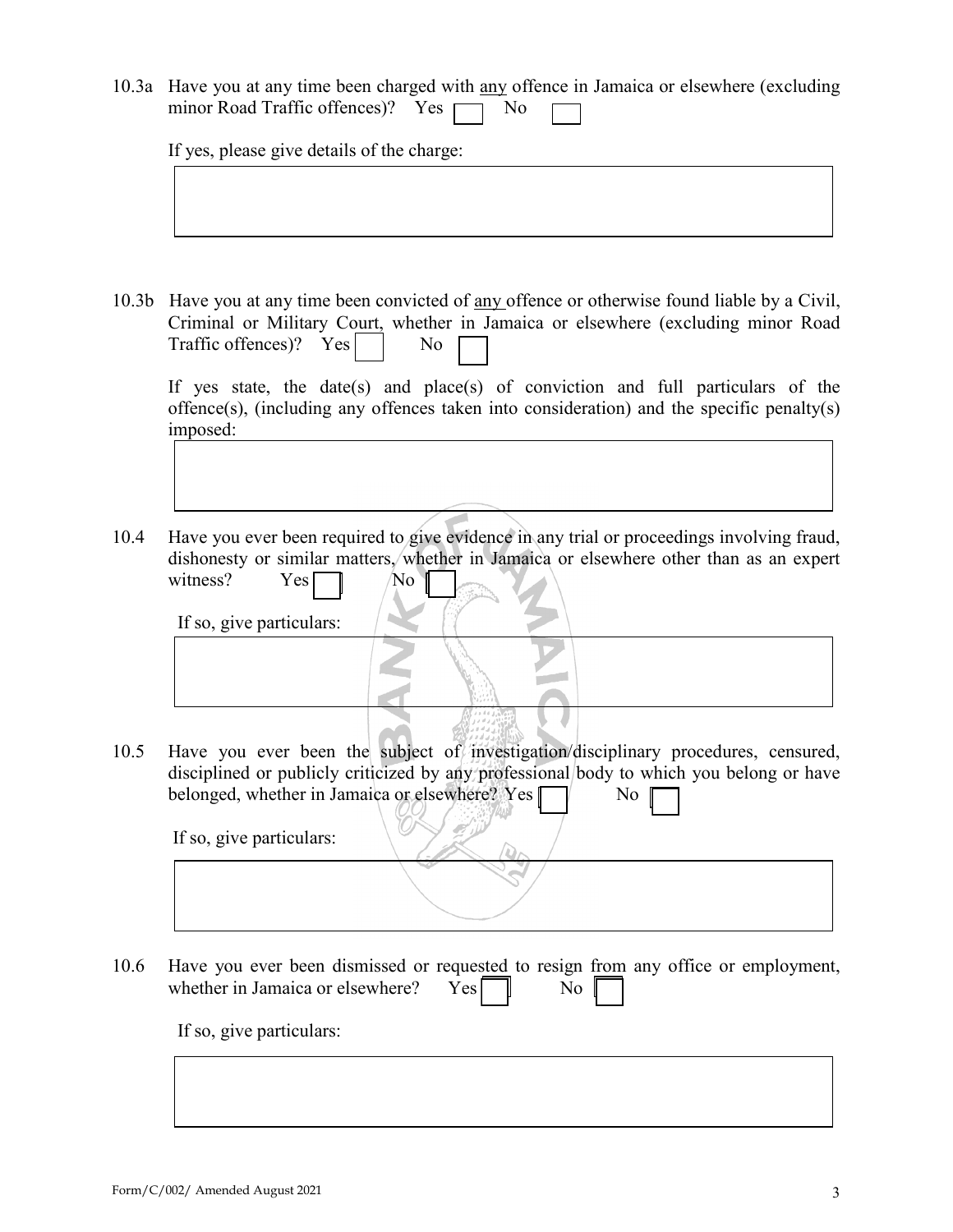10.3a Have you at any time been charged with <u>any</u> offence in Jamaica or elsewhere (excluding minor Road Traffic offences)? Yes ☐ No ☐

If yes, please give details of the charge:

| |
|---|
| |

10.3b Have you at any time been convicted of <u>any</u> offence or otherwise found liable by a Civil, Criminal or Military Court, whether in Jamaica or elsewhere (excluding minor Road Traffic offences)? Yes ☐ No ☐

If yes state, the date(s) and place(s) of conviction and full particulars of the offence(s), (including any offences taken into consideration) and the specific penalty(s) imposed:

| |
|---|
| |

10.4 Have you ever been required to give evidence in any trial or proceedings involving fraud, dishonesty or similar matters, whether in Jamaica or elsewhere other than as an expert witness? Yes ☐ No ☐

If so, give particulars:

| |
|---|
| |

10.5 Have you ever been the subject of investigation/disciplinary procedures, censured, disciplined or publicly criticized by any professional body to which you belong or have belonged, whether in Jamaica or elsewhere? Yes ☐ No ☐

If so, give particulars:

| |
|---|
| |

10.6 Have you ever been dismissed or requested to resign from any office or employment, whether in Jamaica or elsewhere? Yes ☐ No ☐

If so, give particulars:

| |
|---|
| |

Form/C/002/ Amended August 2021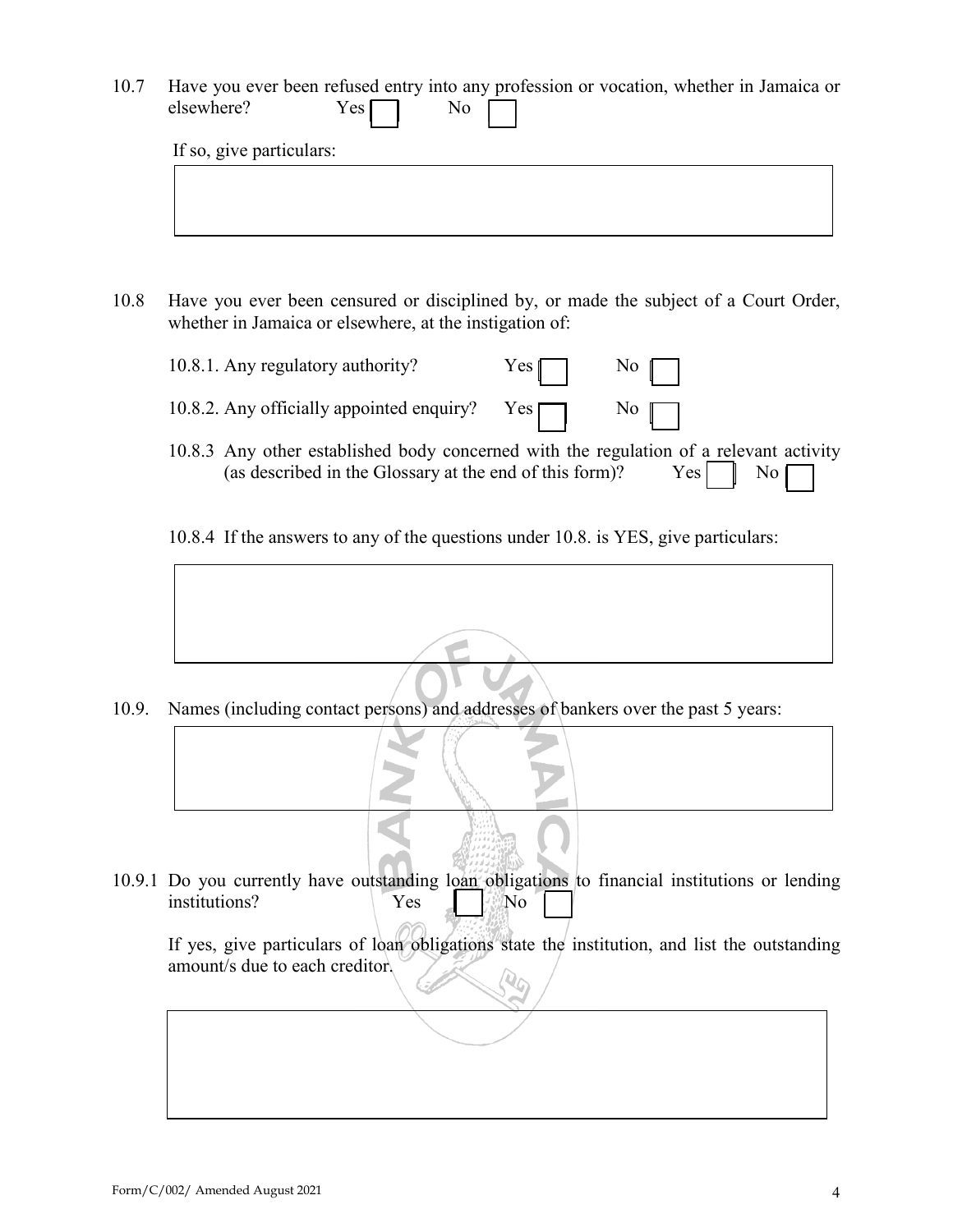10.7 Have you ever been refused entry into any profession or vocation, whether in Jamaica or elsewhere? Yes ☐ No ☐

If so, give particulars:

| |
|---|
| |

10.8 Have you ever been censured or disciplined by, or made the subject of a Court Order, whether in Jamaica or elsewhere, at the instigation of:

10.8.1. Any regulatory authority? Yes ☐ No ☐

10.8.2. Any officially appointed enquiry? Yes ☐ No ☐

10.8.3 Any other established body concerned with the regulation of a relevant activity (as described in the Glossary at the end of this form)? Yes ☐ No ☐

10.8.4 If the answers to any of the questions under 10.8. is YES, give particulars:

| |
|---|
| |

10.9. Names (including contact persons) and addresses of bankers over the past 5 years:

| |
|---|
| |

10.9.1 Do you currently have outstanding loan obligations to financial institutions or lending institutions? Yes ☐ No ☐

If yes, give particulars of loan obligations state the institution, and list the outstanding amount/s due to each creditor.

| |
|---|
| |

Form/C/002/ Amended August 2021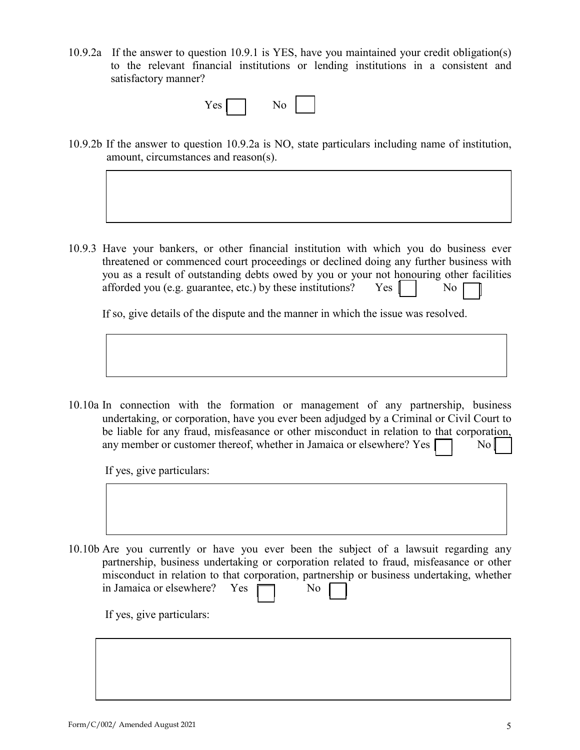10.9.2a If the answer to question 10.9.1 is YES, have you maintained your credit obligation(s) to the relevant financial institutions or lending institutions in a consistent and satisfactory manner?

Yes ☐ No ☐

10.9.2b If the answer to question 10.9.2a is NO, state particulars including name of institution, amount, circumstances and reason(s).

| |
|---|
| |

10.9.3 Have your bankers, or other financial institution with which you do business ever threatened or commenced court proceedings or declined doing any further business with you as a result of outstanding debts owed by you or your not honouring other facilities afforded you (e.g. guarantee, etc.) by these institutions? Yes ☐ No ☐

If so, give details of the dispute and the manner in which the issue was resolved.

| |
|---|
| |

10.10a In connection with the formation or management of any partnership, business undertaking, or corporation, have you ever been adjudged by a Criminal or Civil Court to be liable for any fraud, misfeasance or other misconduct in relation to that corporation, any member or customer thereof, whether in Jamaica or elsewhere? Yes ☐ No ☐

If yes, give particulars:

| |
|---|
| |

10.10b Are you currently or have you ever been the subject of a lawsuit regarding any partnership, business undertaking or corporation related to fraud, misfeasance or other misconduct in relation to that corporation, partnership or business undertaking, whether in Jamaica or elsewhere? Yes ☐ No ☐

If yes, give particulars:

| |
|---|
| |

Form/C/002/ Amended August 2021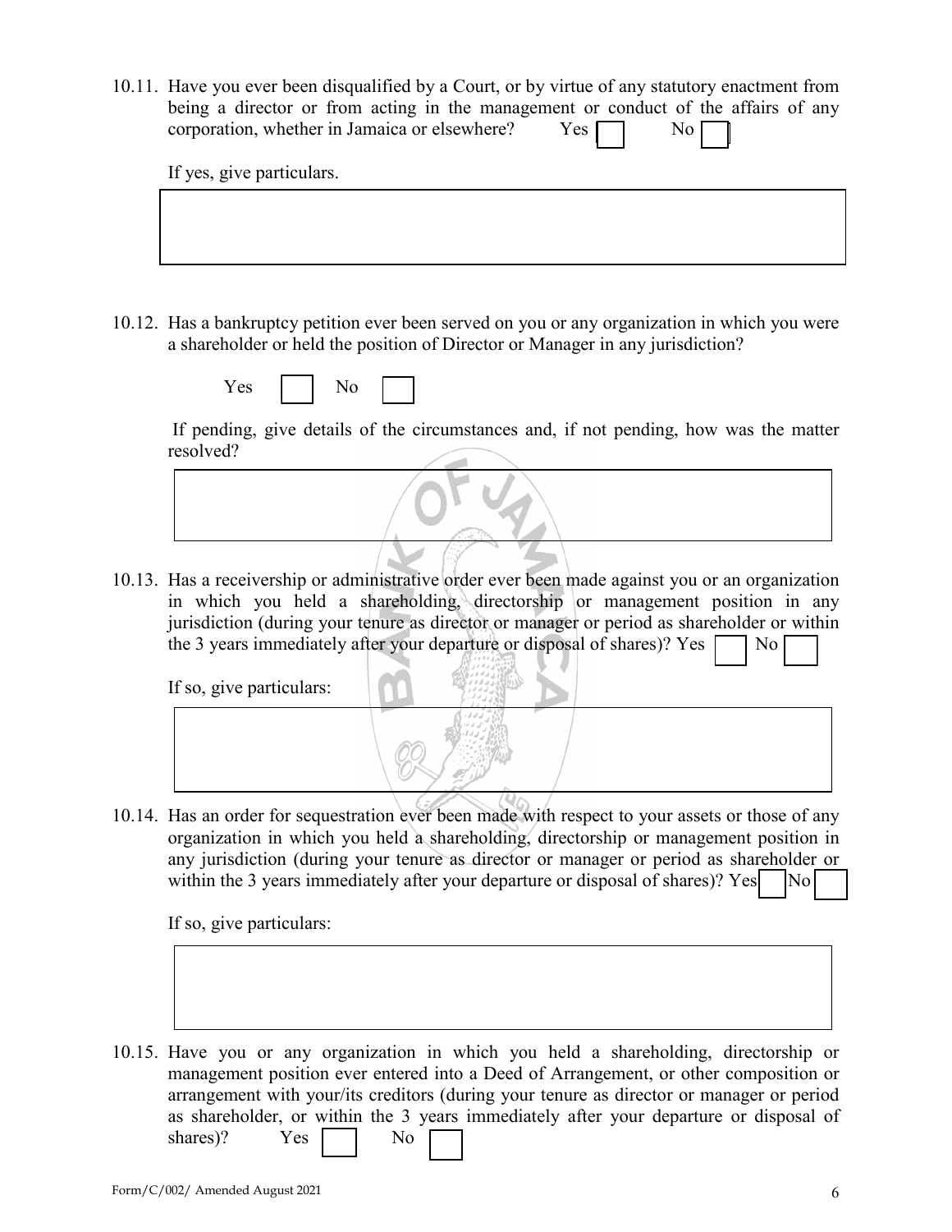10.11. Have you ever been disqualified by a Court, or by virtue of any statutory enactment from being a director or from acting in the management or conduct of the affairs of any corporation, whether in Jamaica or elsewhere? Yes ☐ No ☐

If yes, give particulars.

| |
|---|
| |

10.12. Has a bankruptcy petition ever been served on you or any organization in which you were a shareholder or held the position of Director or Manager in any jurisdiction?

Yes ☐ No ☐

If pending, give details of the circumstances and, if not pending, how was the matter resolved?

| |
|---|
| |

10.13. Has a receivership or administrative order ever been made against you or an organization in which you held a shareholding, directorship or management position in any jurisdiction (during your tenure as director or manager or period as shareholder or within the 3 years immediately after your departure or disposal of shares)? Yes ☐ No ☐

If so, give particulars:

| |
|---|
| |

10.14. Has an order for sequestration ever been made with respect to your assets or those of any organization in which you held a shareholding, directorship or management position in any jurisdiction (during your tenure as director or manager or period as shareholder or within the 3 years immediately after your departure or disposal of shares)? Yes ☐ No ☐

If so, give particulars:

| |
|---|
| |

10.15. Have you or any organization in which you held a shareholding, directorship or management position ever entered into a Deed of Arrangement, or other composition or arrangement with your/its creditors (during your tenure as director or manager or period as shareholder, or within the 3 years immediately after your departure or disposal of shares)? Yes ☐ No ☐

Form/C/002/ Amended August 2021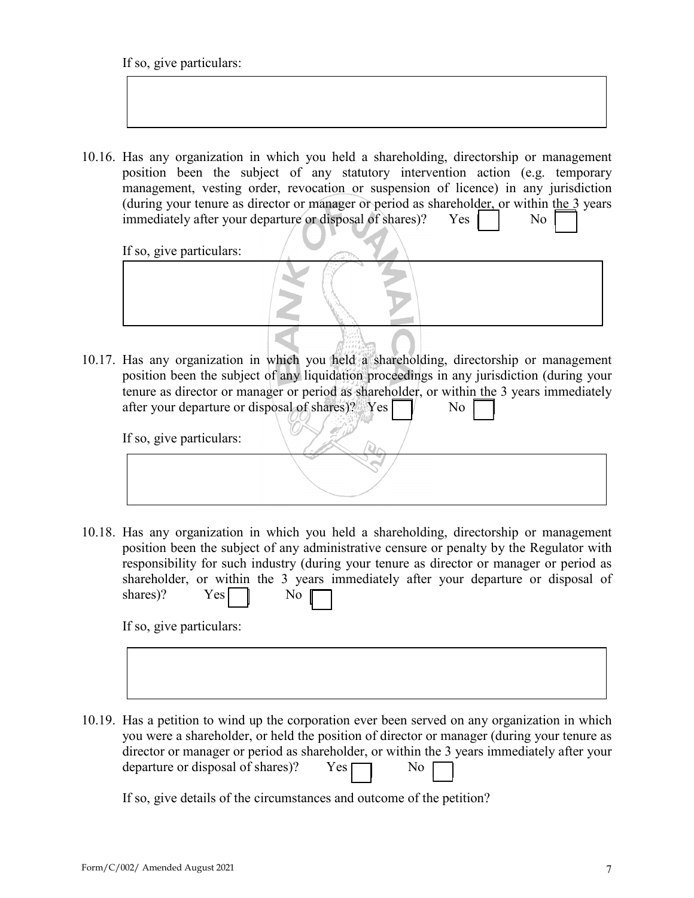If so, give particulars:

10.16. Has any organization in which you held a shareholding, directorship or management position been the subject of any statutory intervention action (e.g. temporary management, vesting order, revocation or suspension of licence) in any jurisdiction (during your tenure as director or manager or period as shareholder, or within the 3 years immediately after your departure or disposal of shares)? Yes ☐ No ☐

If so, give particulars:

10.17. Has any organization in which you held a shareholding, directorship or management position been the subject of any liquidation proceedings in any jurisdiction (during your tenure as director or manager or period as shareholder, or within the 3 years immediately after your departure or disposal of shares)? Yes ☐ No ☐

If so, give particulars:

10.18. Has any organization in which you held a shareholding, directorship or management position been the subject of any administrative censure or penalty by the Regulator with responsibility for such industry (during your tenure as director or manager or period as shareholder, or within the 3 years immediately after your departure or disposal of shares)? Yes ☐ No ☐

If so, give particulars:

10.19. Has a petition to wind up the corporation ever been served on any organization in which you were a shareholder, or held the position of director or manager (during your tenure as director or manager or period as shareholder, or within the 3 years immediately after your departure or disposal of shares)? Yes ☐ No ☐

If so, give details of the circumstances and outcome of the petition?

Form/C/002/ Amended August 2021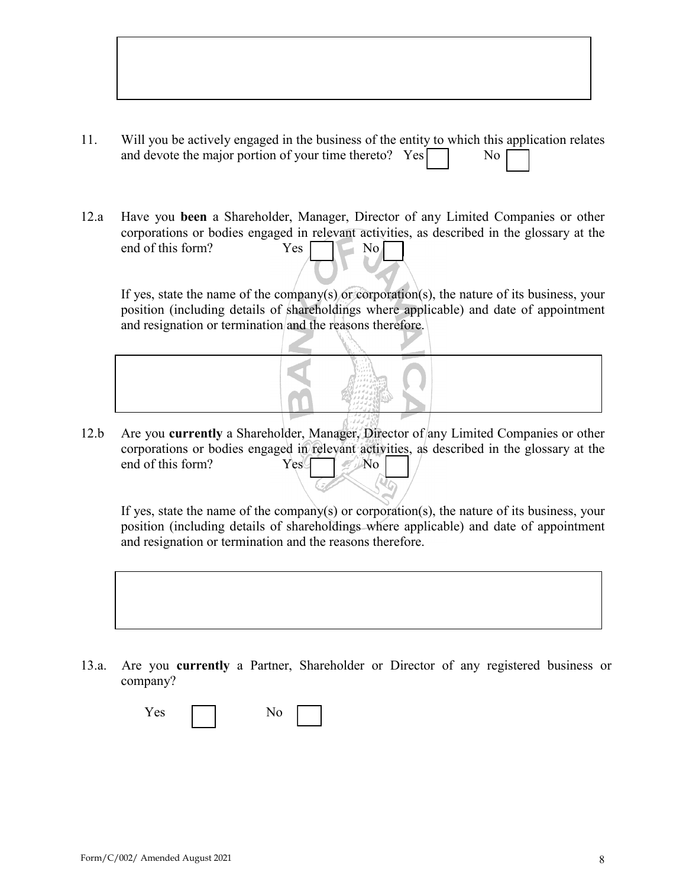11. Will you be actively engaged in the business of the entity to which this application relates and devote the major portion of your time thereto? Yes ☐ No ☐

12.a Have you **been** a Shareholder, Manager, Director of any Limited Companies or other corporations or bodies engaged in relevant activities, as described in the glossary at the end of this form? Yes ☐ No ☐

If yes, state the name of the company(s) or corporation(s), the nature of its business, your position (including details of shareholdings where applicable) and date of appointment and resignation or termination and the reasons therefore.

12.b Are you **currently** a Shareholder, Manager, Director of any Limited Companies or other corporations or bodies engaged in relevant activities, as described in the glossary at the end of this form? Yes ☐ No ☐

If yes, state the name of the company(s) or corporation(s), the nature of its business, your position (including details of shareholdings where applicable) and date of appointment and resignation or termination and the reasons therefore.

13.a. Are you **currently** a Partner, Shareholder or Director of any registered business or company?

Yes ☐ No ☐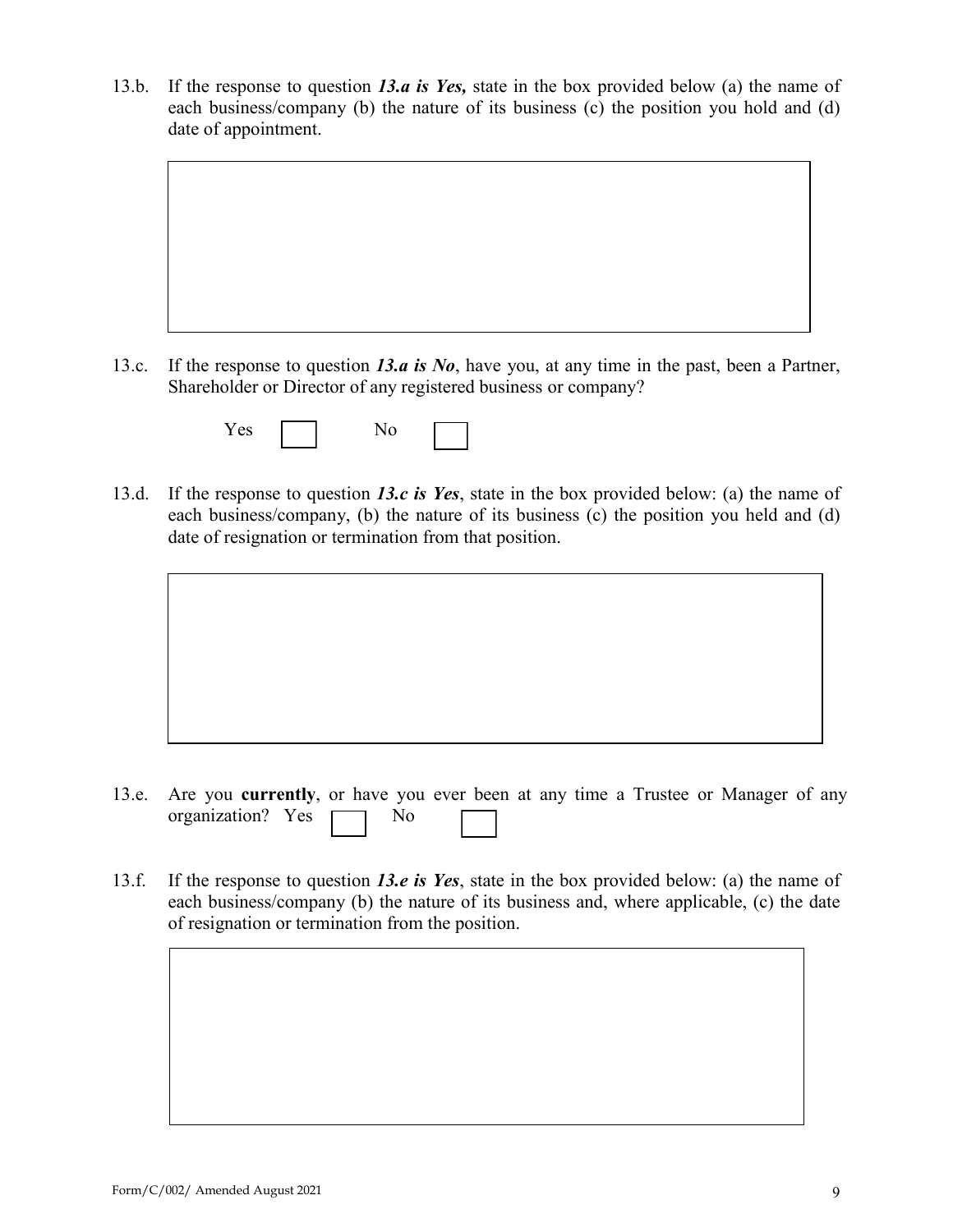13.b. If the response to question ***13.a is Yes,*** state in the box provided below (a) the name of each business/company (b) the nature of its business (c) the position you hold and (d) date of appointment.

| |
|---|
| |

13.c. If the response to question ***13.a is No***, have you, at any time in the past, been a Partner, Shareholder or Director of any registered business or company?

Yes ☐ No ☐

13.d. If the response to question ***13.c is Yes***, state in the box provided below: (a) the name of each business/company, (b) the nature of its business (c) the position you held and (d) date of resignation or termination from that position.

| |
|---|
| |

13.e. Are you **currently**, or have you ever been at any time a Trustee or Manager of any organization? Yes ☐ No ☐

13.f. If the response to question ***13.e is Yes***, state in the box provided below: (a) the name of each business/company (b) the nature of its business and, where applicable, (c) the date of resignation or termination from the position.

| |
|---|
| |

Form/C/002/ Amended August 2021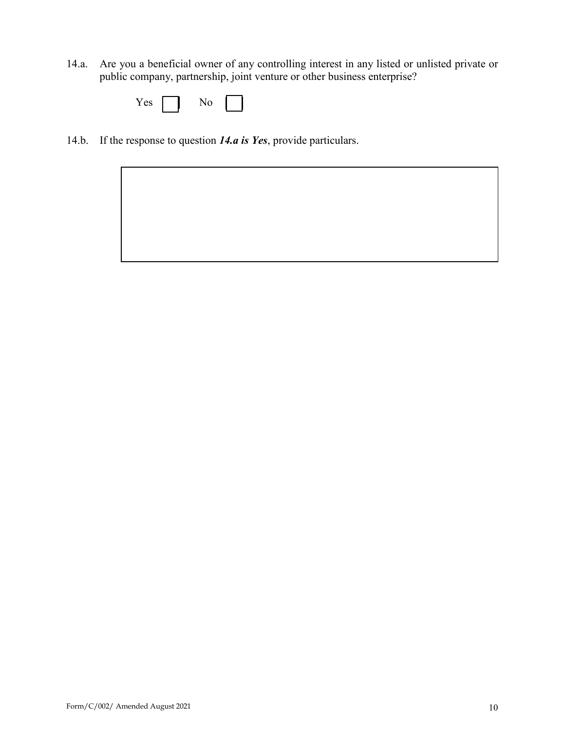14.a. Are you a beneficial owner of any controlling interest in any listed or unlisted private or public company, partnership, joint venture or other business enterprise?

Yes ☐ No ☐

14.b. If the response to question ***14.a is Yes***, provide particulars.

|   |
|---|
|   |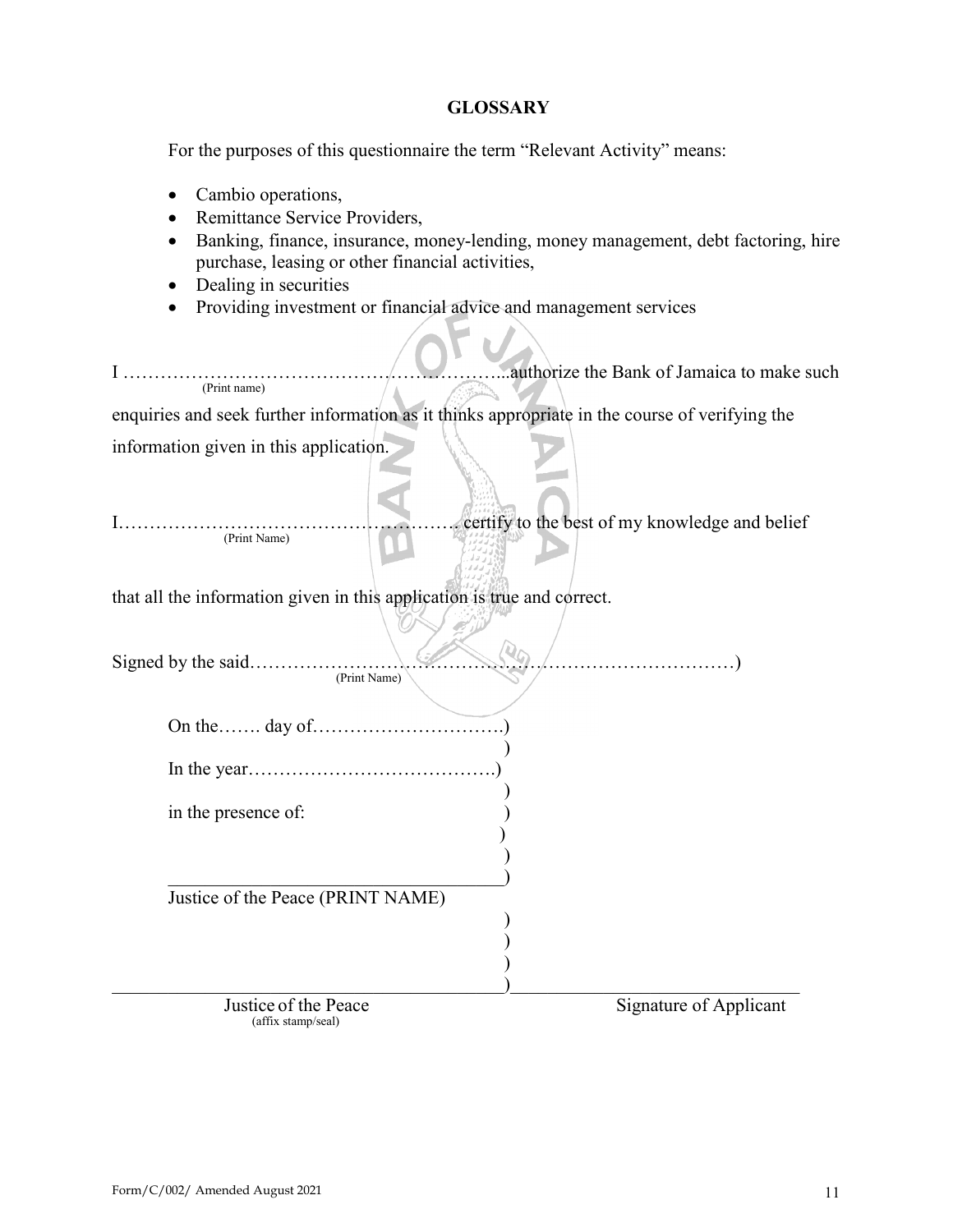## GLOSSARY

For the purposes of this questionnaire the term "Relevant Activity" means:

- Cambio operations,
- Remittance Service Providers,
- Banking, finance, insurance, money-lending, money management, debt factoring, hire purchase, leasing or other financial activities,
- Dealing in securities
- Providing investment or financial advice and management services

I ……………………………………………………..authorize the Bank of Jamaica to make such
(Print name)

enquiries and seek further information as it thinks appropriate in the course of verifying the information given in this application.

I………………………………………………certify to the best of my knowledge and belief
(Print Name)

that all the information given in this application is true and correct.

Signed by the said……………………………………………………………………)
(Print Name)

On the……. day of………………………….)

In the year………………………………….)

in the presence of: )

______________________________)

Justice of the Peace (PRINT NAME)

______________________________ ______________________________

Justice of the Peace (affix stamp/seal) Signature of Applicant